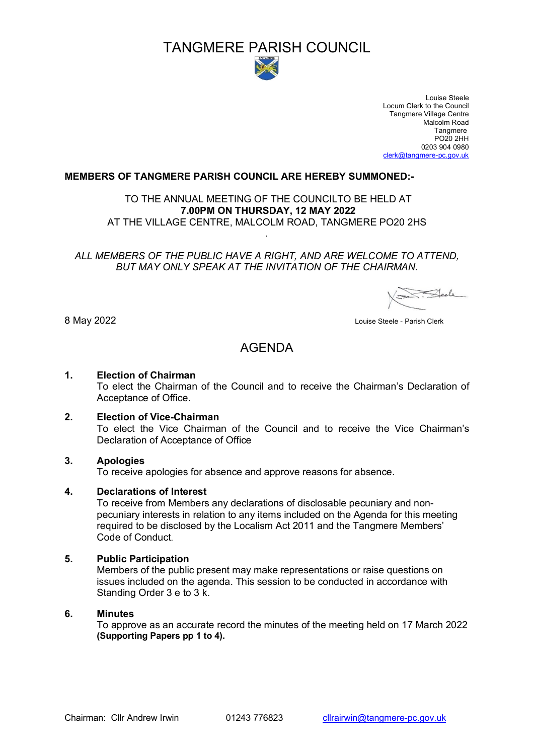# TANGMERE PARISH COUNCIL

Louise Steele
Locum Clerk to the Council
Tangmere Village Centre
Malcolm Road
Tangmere
PO20 2HH
0203 904 0980
clerk@tangmere-pc.gov.uk

**MEMBERS OF TANGMERE PARISH COUNCIL ARE HEREBY SUMMONED:-**

TO THE ANNUAL MEETING OF THE COUNCILTO BE HELD AT
**7.00PM ON THURSDAY, 12 MAY 2022**
AT THE VILLAGE CENTRE, MALCOLM ROAD, TANGMERE PO20 2HS

*ALL MEMBERS OF THE PUBLIC HAVE A RIGHT, AND ARE WELCOME TO ATTEND, BUT MAY ONLY SPEAK AT THE INVITATION OF THE CHAIRMAN.*

8 May 2022

Louise Steele - Parish Clerk

## AGENDA

**1. Election of Chairman**
To elect the Chairman of the Council and to receive the Chairman's Declaration of Acceptance of Office.

**2. Election of Vice-Chairman**
To elect the Vice Chairman of the Council and to receive the Vice Chairman's Declaration of Acceptance of Office

**3. Apologies**
To receive apologies for absence and approve reasons for absence.

**4. Declarations of Interest**
To receive from Members any declarations of disclosable pecuniary and non-pecuniary interests in relation to any items included on the Agenda for this meeting required to be disclosed by the Localism Act 2011 and the Tangmere Members' Code of Conduct.

**5. Public Participation**
Members of the public present may make representations or raise questions on issues included on the agenda. This session to be conducted in accordance with Standing Order 3 e to 3 k.

**6. Minutes**
To approve as an accurate record the minutes of the meeting held on 17 March 2022 **(Supporting Papers pp 1 to 4).**

Chairman: Cllr Andrew Irwin 01243 776823 cllrairwin@tangmere-pc.gov.uk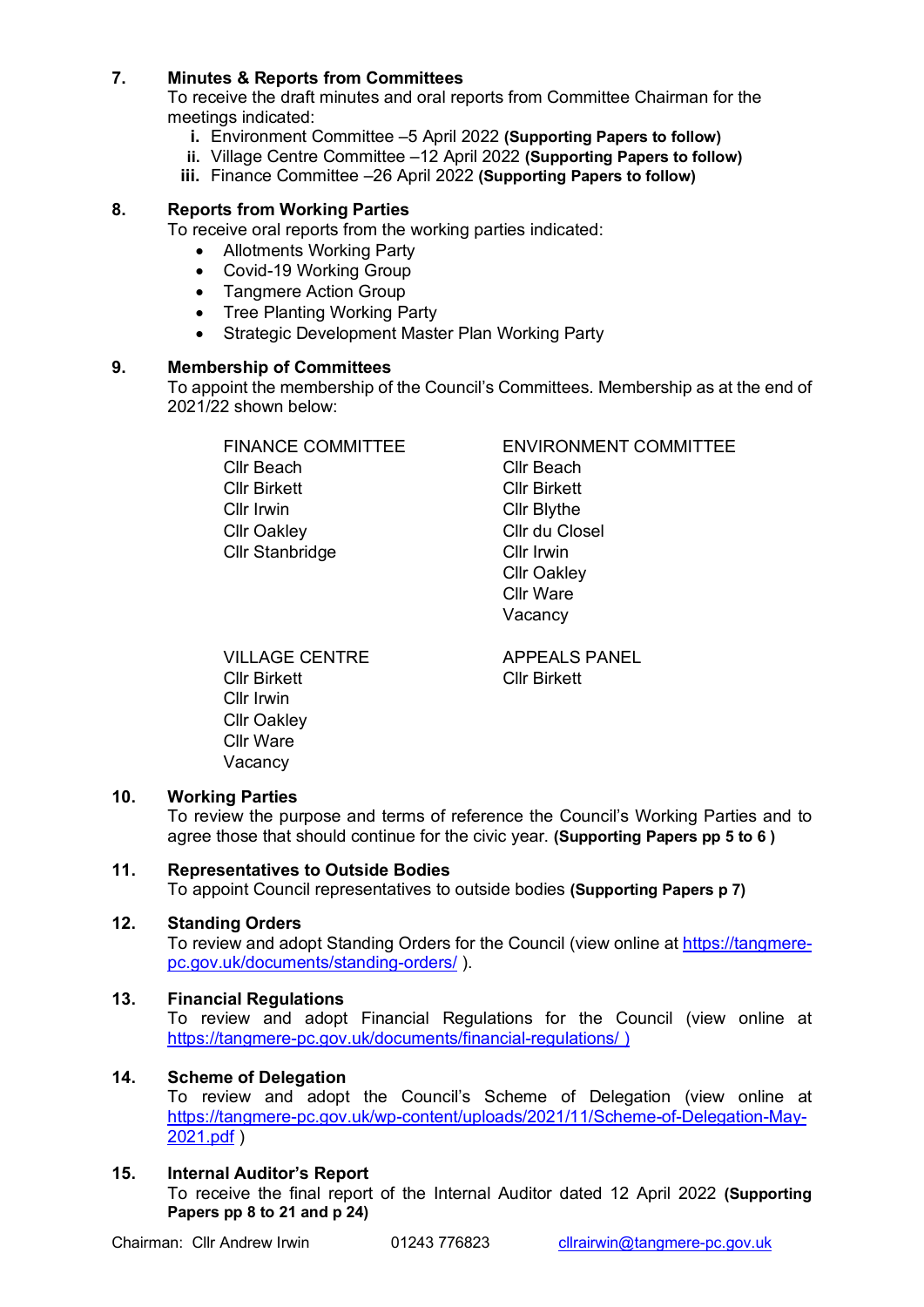## 7. Minutes & Reports from Committees

To receive the draft minutes and oral reports from Committee Chairman for the meetings indicated:

i. Environment Committee –5 April 2022 **(Supporting Papers to follow)**
ii. Village Centre Committee –12 April 2022 **(Supporting Papers to follow)**
iii. Finance Committee –26 April 2022 **(Supporting Papers to follow)**

## 8. Reports from Working Parties

To receive oral reports from the working parties indicated:

- Allotments Working Party
- Covid-19 Working Group
- Tangmere Action Group
- Tree Planting Working Party
- Strategic Development Master Plan Working Party

## 9. Membership of Committees

To appoint the membership of the Council's Committees. Membership as at the end of 2021/22 shown below:

FINANCE COMMITTEE
Cllr Beach
Cllr Birkett
Cllr Irwin
Cllr Oakley
Cllr Stanbridge

ENVIRONMENT COMMITTEE
Cllr Beach
Cllr Birkett
Cllr Blythe
Cllr du Closel
Cllr Irwin
Cllr Oakley
Cllr Ware
Vacancy

VILLAGE CENTRE
Cllr Birkett
Cllr Irwin
Cllr Oakley
Cllr Ware
Vacancy

APPEALS PANEL
Cllr Birkett

## 10. Working Parties

To review the purpose and terms of reference the Council's Working Parties and to agree those that should continue for the civic year. **(Supporting Papers pp 5 to 6 )**

## 11. Representatives to Outside Bodies

To appoint Council representatives to outside bodies **(Supporting Papers p 7)**

## 12. Standing Orders

To review and adopt Standing Orders for the Council (view online at https://tangmere-pc.gov.uk/documents/standing-orders/ ).

## 13. Financial Regulations

To review and adopt Financial Regulations for the Council (view online at https://tangmere-pc.gov.uk/documents/financial-regulations/ )

## 14. Scheme of Delegation

To review and adopt the Council's Scheme of Delegation (view online at https://tangmere-pc.gov.uk/wp-content/uploads/2021/11/Scheme-of-Delegation-May-2021.pdf )

## 15. Internal Auditor's Report

To receive the final report of the Internal Auditor dated 12 April 2022 **(Supporting Papers pp 8 to 21 and p 24)**

Chairman: Cllr Andrew Irwin 01243 776823 cllrairwin@tangmere-pc.gov.uk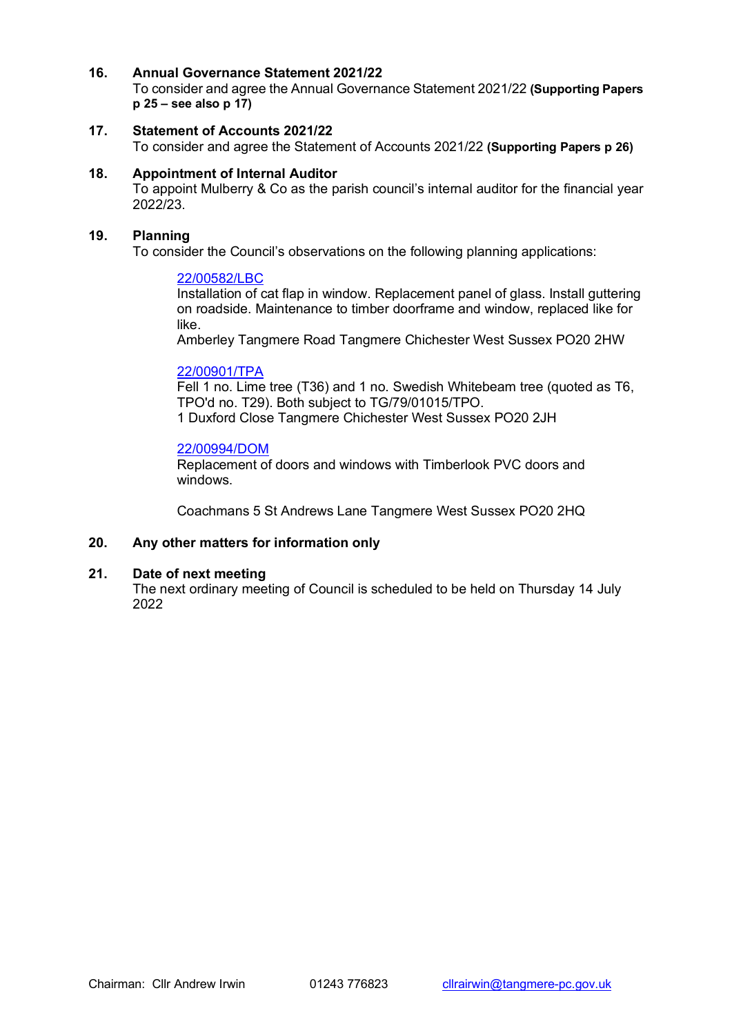**16. Annual Governance Statement 2021/22**

To consider and agree the Annual Governance Statement 2021/22 **(Supporting Papers p 25 – see also p 17)**

**17. Statement of Accounts 2021/22**

To consider and agree the Statement of Accounts 2021/22 **(Supporting Papers p 26)**

**18. Appointment of Internal Auditor**

To appoint Mulberry & Co as the parish council's internal auditor for the financial year 2022/23.

**19. Planning**

To consider the Council's observations on the following planning applications:

22/00582/LBC
Installation of cat flap in window. Replacement panel of glass. Install guttering on roadside. Maintenance to timber doorframe and window, replaced like for like.
Amberley Tangmere Road Tangmere Chichester West Sussex PO20 2HW

22/00901/TPA
Fell 1 no. Lime tree (T36) and 1 no. Swedish Whitebeam tree (quoted as T6, TPO'd no. T29). Both subject to TG/79/01015/TPO.
1 Duxford Close Tangmere Chichester West Sussex PO20 2JH

22/00994/DOM
Replacement of doors and windows with Timberlook PVC doors and windows.

Coachmans 5 St Andrews Lane Tangmere West Sussex PO20 2HQ

**20. Any other matters for information only**

**21. Date of next meeting**

The next ordinary meeting of Council is scheduled to be held on Thursday 14 July 2022

Chairman: Cllr Andrew Irwin 01243 776823 cllrairwin@tangmere-pc.gov.uk